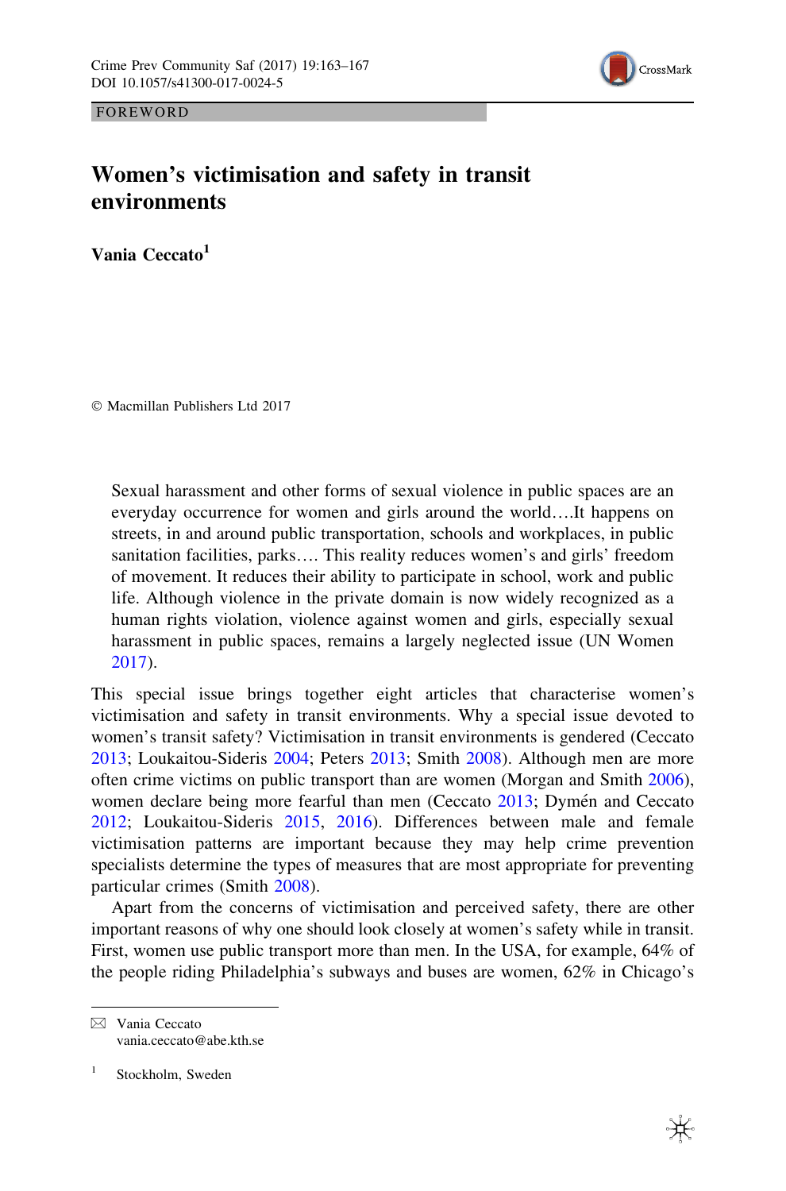FOREWORD

# Women's victimisation and safety in transit environments

**Vania Ceccato**[1]

© Macmillan Publishers Ltd 2017

> Sexual harassment and other forms of sexual violence in public spaces are an everyday occurrence for women and girls around the world….It happens on streets, in and around public transportation, schools and workplaces, in public sanitation facilities, parks…. This reality reduces women's and girls' freedom of movement. It reduces their ability to participate in school, work and public life. Although violence in the private domain is now widely recognized as a human rights violation, violence against women and girls, especially sexual harassment in public spaces, remains a largely neglected issue (UN Women 2017).

This special issue brings together eight articles that characterise women's victimisation and safety in transit environments. Why a special issue devoted to women's transit safety? Victimisation in transit environments is gendered (Ceccato 2013; Loukaitou-Sideris 2004; Peters 2013; Smith 2008). Although men are more often crime victims on public transport than are women (Morgan and Smith 2006), women declare being more fearful than men (Ceccato 2013; Dymén and Ceccato 2012; Loukaitou-Sideris 2015, 2016). Differences between male and female victimisation patterns are important because they may help crime prevention specialists determine the types of measures that are most appropriate for preventing particular crimes (Smith 2008).

Apart from the concerns of victimisation and perceived safety, there are other important reasons of why one should look closely at women's safety while in transit. First, women use public transport more than men. In the USA, for example, 64% of the people riding Philadelphia's subways and buses are women, 62% in Chicago's

---

✉ Vania Ceccato
vania.ceccato@abe.kth.se

[1] Stockholm, Sweden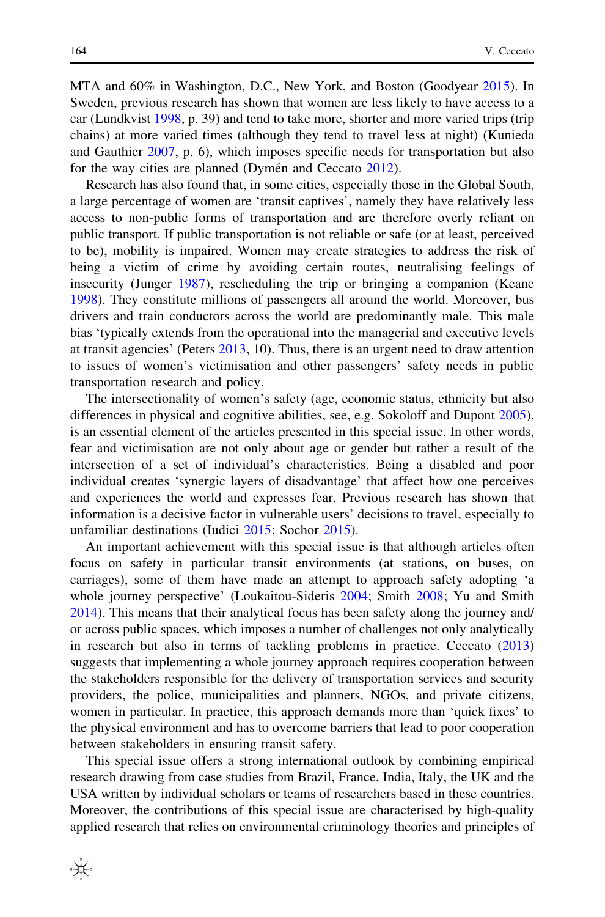MTA and 60% in Washington, D.C., New York, and Boston (Goodyear 2015). In Sweden, previous research has shown that women are less likely to have access to a car (Lundkvist 1998, p. 39) and tend to take more, shorter and more varied trips (trip chains) at more varied times (although they tend to travel less at night) (Kunieda and Gauthier 2007, p. 6), which imposes specific needs for transportation but also for the way cities are planned (Dymén and Ceccato 2012).

Research has also found that, in some cities, especially those in the Global South, a large percentage of women are 'transit captives', namely they have relatively less access to non-public forms of transportation and are therefore overly reliant on public transport. If public transportation is not reliable or safe (or at least, perceived to be), mobility is impaired. Women may create strategies to address the risk of being a victim of crime by avoiding certain routes, neutralising feelings of insecurity (Junger 1987), rescheduling the trip or bringing a companion (Keane 1998). They constitute millions of passengers all around the world. Moreover, bus drivers and train conductors across the world are predominantly male. This male bias 'typically extends from the operational into the managerial and executive levels at transit agencies' (Peters 2013, 10). Thus, there is an urgent need to draw attention to issues of women's victimisation and other passengers' safety needs in public transportation research and policy.

The intersectionality of women's safety (age, economic status, ethnicity but also differences in physical and cognitive abilities, see, e.g. Sokoloff and Dupont 2005), is an essential element of the articles presented in this special issue. In other words, fear and victimisation are not only about age or gender but rather a result of the intersection of a set of individual's characteristics. Being a disabled and poor individual creates 'synergic layers of disadvantage' that affect how one perceives and experiences the world and expresses fear. Previous research has shown that information is a decisive factor in vulnerable users' decisions to travel, especially to unfamiliar destinations (Iudici 2015; Sochor 2015).

An important achievement with this special issue is that although articles often focus on safety in particular transit environments (at stations, on buses, on carriages), some of them have made an attempt to approach safety adopting 'a whole journey perspective' (Loukaitou-Sideris 2004; Smith 2008; Yu and Smith 2014). This means that their analytical focus has been safety along the journey and/or across public spaces, which imposes a number of challenges not only analytically in research but also in terms of tackling problems in practice. Ceccato (2013) suggests that implementing a whole journey approach requires cooperation between the stakeholders responsible for the delivery of transportation services and security providers, the police, municipalities and planners, NGOs, and private citizens, women in particular. In practice, this approach demands more than 'quick fixes' to the physical environment and has to overcome barriers that lead to poor cooperation between stakeholders in ensuring transit safety.

This special issue offers a strong international outlook by combining empirical research drawing from case studies from Brazil, France, India, Italy, the UK and the USA written by individual scholars or teams of researchers based in these countries. Moreover, the contributions of this special issue are characterised by high-quality applied research that relies on environmental criminology theories and principles of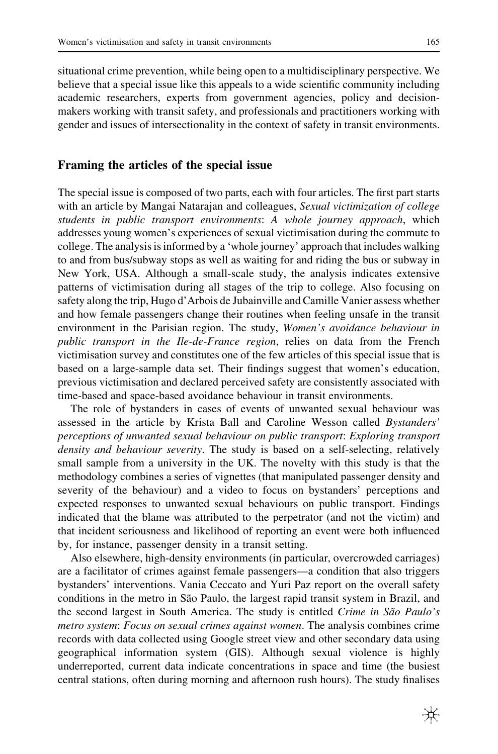situational crime prevention, while being open to a multidisciplinary perspective. We believe that a special issue like this appeals to a wide scientific community including academic researchers, experts from government agencies, policy and decision-makers working with transit safety, and professionals and practitioners working with gender and issues of intersectionality in the context of safety in transit environments.

## Framing the articles of the special issue

The special issue is composed of two parts, each with four articles. The first part starts with an article by Mangai Natarajan and colleagues, *Sexual victimization of college students in public transport environments*: *A whole journey approach*, which addresses young women's experiences of sexual victimisation during the commute to college. The analysis is informed by a 'whole journey' approach that includes walking to and from bus/subway stops as well as waiting for and riding the bus or subway in New York, USA. Although a small-scale study, the analysis indicates extensive patterns of victimisation during all stages of the trip to college. Also focusing on safety along the trip, Hugo d'Arbois de Jubainville and Camille Vanier assess whether and how female passengers change their routines when feeling unsafe in the transit environment in the Parisian region. The study, *Women's avoidance behaviour in public transport in the Ile-de-France region*, relies on data from the French victimisation survey and constitutes one of the few articles of this special issue that is based on a large-sample data set. Their findings suggest that women's education, previous victimisation and declared perceived safety are consistently associated with time-based and space-based avoidance behaviour in transit environments.

The role of bystanders in cases of events of unwanted sexual behaviour was assessed in the article by Krista Ball and Caroline Wesson called *Bystanders' perceptions of unwanted sexual behaviour on public transport*: *Exploring transport density and behaviour severity*. The study is based on a self-selecting, relatively small sample from a university in the UK. The novelty with this study is that the methodology combines a series of vignettes (that manipulated passenger density and severity of the behaviour) and a video to focus on bystanders' perceptions and expected responses to unwanted sexual behaviours on public transport. Findings indicated that the blame was attributed to the perpetrator (and not the victim) and that incident seriousness and likelihood of reporting an event were both influenced by, for instance, passenger density in a transit setting.

Also elsewhere, high-density environments (in particular, overcrowded carriages) are a facilitator of crimes against female passengers—a condition that also triggers bystanders' interventions. Vania Ceccato and Yuri Paz report on the overall safety conditions in the metro in São Paulo, the largest rapid transit system in Brazil, and the second largest in South America. The study is entitled *Crime in São Paulo's metro system*: *Focus on sexual crimes against women*. The analysis combines crime records with data collected using Google street view and other secondary data using geographical information system (GIS). Although sexual violence is highly underreported, current data indicate concentrations in space and time (the busiest central stations, often during morning and afternoon rush hours). The study finalises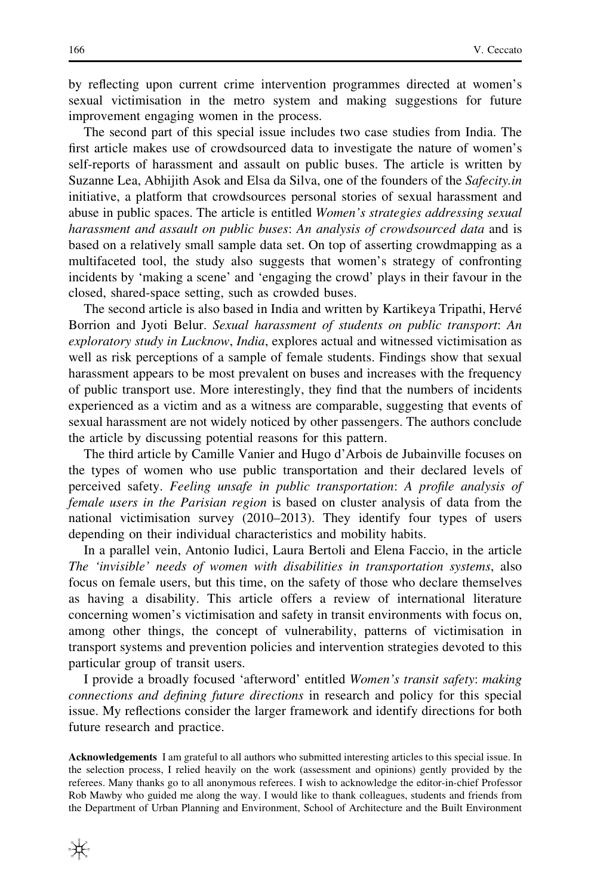by reflecting upon current crime intervention programmes directed at women's sexual victimisation in the metro system and making suggestions for future improvement engaging women in the process.

The second part of this special issue includes two case studies from India. The first article makes use of crowdsourced data to investigate the nature of women's self-reports of harassment and assault on public buses. The article is written by Suzanne Lea, Abhijith Asok and Elsa da Silva, one of the founders of the *Safecity.in* initiative, a platform that crowdsources personal stories of sexual harassment and abuse in public spaces. The article is entitled *Women's strategies addressing sexual harassment and assault on public buses*: *An analysis of crowdsourced data* and is based on a relatively small sample data set. On top of asserting crowdmapping as a multifaceted tool, the study also suggests that women's strategy of confronting incidents by 'making a scene' and 'engaging the crowd' plays in their favour in the closed, shared-space setting, such as crowded buses.

The second article is also based in India and written by Kartikeya Tripathi, Hervé Borrion and Jyoti Belur. *Sexual harassment of students on public transport*: *An exploratory study in Lucknow*, *India*, explores actual and witnessed victimisation as well as risk perceptions of a sample of female students. Findings show that sexual harassment appears to be most prevalent on buses and increases with the frequency of public transport use. More interestingly, they find that the numbers of incidents experienced as a victim and as a witness are comparable, suggesting that events of sexual harassment are not widely noticed by other passengers. The authors conclude the article by discussing potential reasons for this pattern.

The third article by Camille Vanier and Hugo d'Arbois de Jubainville focuses on the types of women who use public transportation and their declared levels of perceived safety. *Feeling unsafe in public transportation*: *A profile analysis of female users in the Parisian region* is based on cluster analysis of data from the national victimisation survey (2010–2013). They identify four types of users depending on their individual characteristics and mobility habits.

In a parallel vein, Antonio Iudici, Laura Bertoli and Elena Faccio, in the article *The 'invisible' needs of women with disabilities in transportation systems*, also focus on female users, but this time, on the safety of those who declare themselves as having a disability. This article offers a review of international literature concerning women's victimisation and safety in transit environments with focus on, among other things, the concept of vulnerability, patterns of victimisation in transport systems and prevention policies and intervention strategies devoted to this particular group of transit users.

I provide a broadly focused 'afterword' entitled *Women's transit safety*: *making connections and defining future directions* in research and policy for this special issue. My reflections consider the larger framework and identify directions for both future research and practice.

**Acknowledgements** I am grateful to all authors who submitted interesting articles to this special issue. In the selection process, I relied heavily on the work (assessment and opinions) gently provided by the referees. Many thanks go to all anonymous referees. I wish to acknowledge the editor-in-chief Professor Rob Mawby who guided me along the way. I would like to thank colleagues, students and friends from the Department of Urban Planning and Environment, School of Architecture and the Built Environment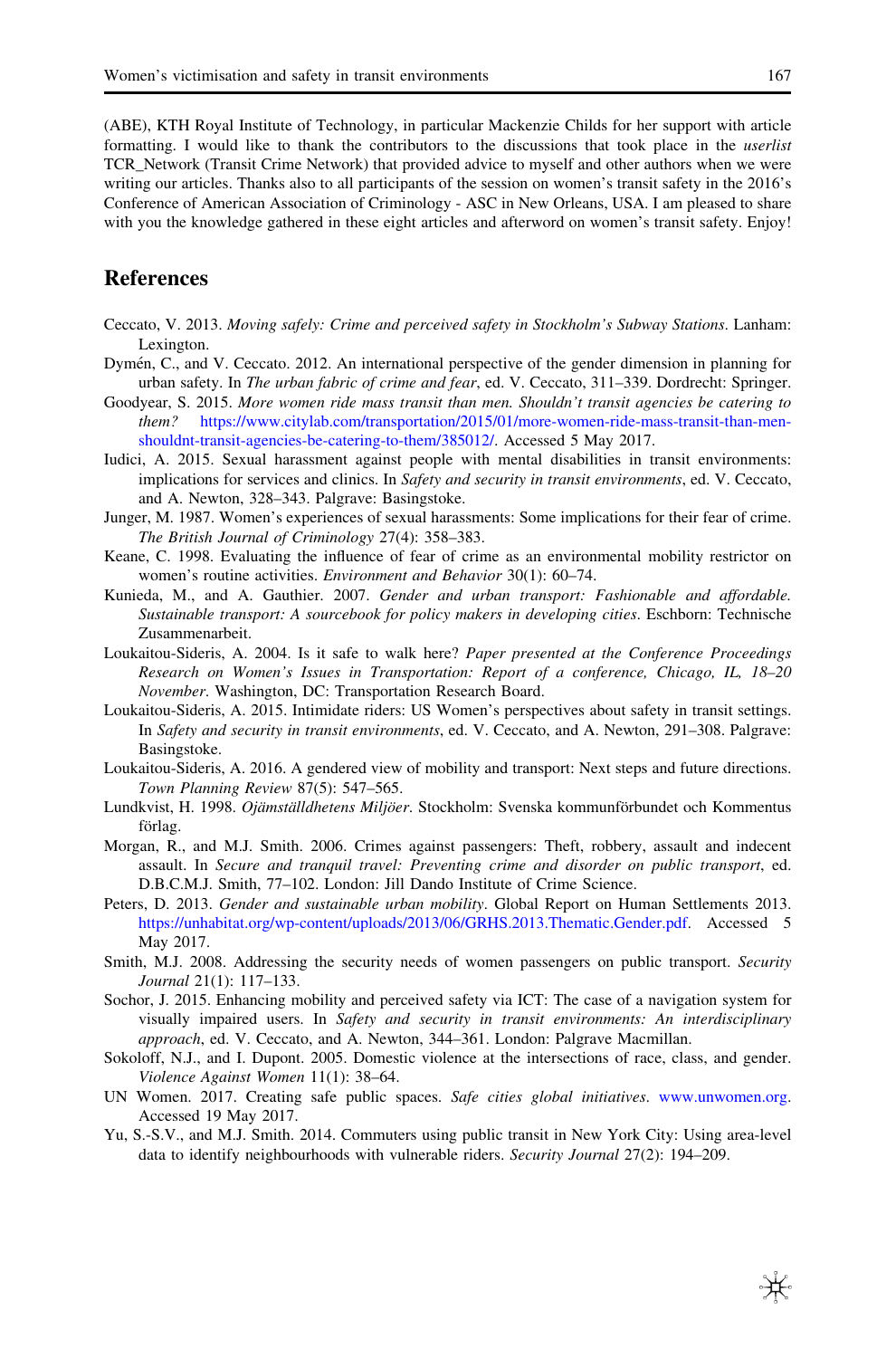(ABE), KTH Royal Institute of Technology, in particular Mackenzie Childs for her support with article formatting. I would like to thank the contributors to the discussions that took place in the *userlist* TCR_Network (Transit Crime Network) that provided advice to myself and other authors when we were writing our articles. Thanks also to all participants of the session on women's transit safety in the 2016's Conference of American Association of Criminology - ASC in New Orleans, USA. I am pleased to share with you the knowledge gathered in these eight articles and afterword on women's transit safety. Enjoy!

## References

Ceccato, V. 2013. *Moving safely: Crime and perceived safety in Stockholm's Subway Stations*. Lanham: Lexington.

Dymén, C., and V. Ceccato. 2012. An international perspective of the gender dimension in planning for urban safety. In *The urban fabric of crime and fear*, ed. V. Ceccato, 311–339. Dordrecht: Springer.

Goodyear, S. 2015. *More women ride mass transit than men. Shouldn't transit agencies be catering to them?* https://www.citylab.com/transportation/2015/01/more-women-ride-mass-transit-than-men-shouldnt-transit-agencies-be-catering-to-them/385012/. Accessed 5 May 2017.

Iudici, A. 2015. Sexual harassment against people with mental disabilities in transit environments: implications for services and clinics. In *Safety and security in transit environments*, ed. V. Ceccato, and A. Newton, 328–343. Palgrave: Basingstoke.

Junger, M. 1987. Women's experiences of sexual harassments: Some implications for their fear of crime. *The British Journal of Criminology* 27(4): 358–383.

Keane, C. 1998. Evaluating the influence of fear of crime as an environmental mobility restrictor on women's routine activities. *Environment and Behavior* 30(1): 60–74.

Kunieda, M., and A. Gauthier. 2007. *Gender and urban transport: Fashionable and affordable. Sustainable transport: A sourcebook for policy makers in developing cities*. Eschborn: Technische Zusammenarbeit.

Loukaitou-Sideris, A. 2004. Is it safe to walk here? *Paper presented at the Conference Proceedings Research on Women's Issues in Transportation: Report of a conference, Chicago, IL, 18–20 November*. Washington, DC: Transportation Research Board.

Loukaitou-Sideris, A. 2015. Intimidate riders: US Women's perspectives about safety in transit settings. In *Safety and security in transit environments*, ed. V. Ceccato, and A. Newton, 291–308. Palgrave: Basingstoke.

Loukaitou-Sideris, A. 2016. A gendered view of mobility and transport: Next steps and future directions. *Town Planning Review* 87(5): 547–565.

Lundkvist, H. 1998. *Ojämställdhetens Miljöer*. Stockholm: Svenska kommunförbundet och Kommentus förlag.

Morgan, R., and M.J. Smith. 2006. Crimes against passengers: Theft, robbery, assault and indecent assault. In *Secure and tranquil travel: Preventing crime and disorder on public transport*, ed. D.B.C.M.J. Smith, 77–102. London: Jill Dando Institute of Crime Science.

Peters, D. 2013. *Gender and sustainable urban mobility*. Global Report on Human Settlements 2013. https://unhabitat.org/wp-content/uploads/2013/06/GRHS.2013.Thematic.Gender.pdf. Accessed 5 May 2017.

Smith, M.J. 2008. Addressing the security needs of women passengers on public transport. *Security Journal* 21(1): 117–133.

Sochor, J. 2015. Enhancing mobility and perceived safety via ICT: The case of a navigation system for visually impaired users. In *Safety and security in transit environments: An interdisciplinary approach*, ed. V. Ceccato, and A. Newton, 344–361. London: Palgrave Macmillan.

Sokoloff, N.J., and I. Dupont. 2005. Domestic violence at the intersections of race, class, and gender. *Violence Against Women* 11(1): 38–64.

UN Women. 2017. Creating safe public spaces. *Safe cities global initiatives*. www.unwomen.org. Accessed 19 May 2017.

Yu, S.-S.V., and M.J. Smith. 2014. Commuters using public transit in New York City: Using area-level data to identify neighbourhoods with vulnerable riders. *Security Journal* 27(2): 194–209.